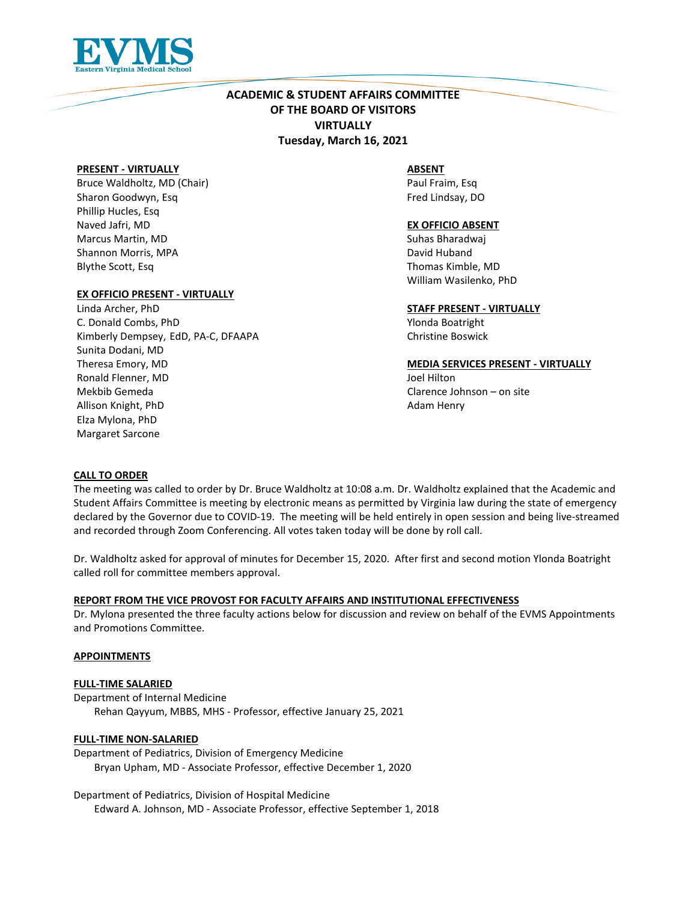EVMS
Eastern Virginia Medical School

# ACADEMIC & STUDENT AFFAIRS COMMITTEE OF THE BOARD OF VISITORS VIRTUALLY Tuesday, March 16, 2021

**PRESENT - VIRTUALLY**
Bruce Waldholtz, MD (Chair)
Sharon Goodwyn, Esq
Phillip Hucles, Esq
Naved Jafri, MD
Marcus Martin, MD
Shannon Morris, MPA
Blythe Scott, Esq

**EX OFFICIO PRESENT - VIRTUALLY**
Linda Archer, PhD
C. Donald Combs, PhD
Kimberly Dempsey, EdD, PA-C, DFAAPA
Sunita Dodani, MD
Theresa Emory, MD
Ronald Flenner, MD
Mekbib Gemeda
Allison Knight, PhD
Elza Mylona, PhD
Margaret Sarcone

**ABSENT**
Paul Fraim, Esq
Fred Lindsay, DO

**EX OFFICIO ABSENT**
Suhas Bharadwaj
David Huband
Thomas Kimble, MD
William Wasilenko, PhD

**STAFF PRESENT - VIRTUALLY**
Ylonda Boatright
Christine Boswick

**MEDIA SERVICES PRESENT - VIRTUALLY**
Joel Hilton
Clarence Johnson – on site
Adam Henry

## CALL TO ORDER

The meeting was called to order by Dr. Bruce Waldholtz at 10:08 a.m. Dr. Waldholtz explained that the Academic and Student Affairs Committee is meeting by electronic means as permitted by Virginia law during the state of emergency declared by the Governor due to COVID-19. The meeting will be held entirely in open session and being live-streamed and recorded through Zoom Conferencing. All votes taken today will be done by roll call.

Dr. Waldholtz asked for approval of minutes for December 15, 2020. After first and second motion Ylonda Boatright called roll for committee members approval.

## REPORT FROM THE VICE PROVOST FOR FACULTY AFFAIRS AND INSTITUTIONAL EFFECTIVENESS

Dr. Mylona presented the three faculty actions below for discussion and review on behalf of the EVMS Appointments and Promotions Committee.

## APPOINTMENTS

### FULL-TIME SALARIED

Department of Internal Medicine
Rehan Qayyum, MBBS, MHS - Professor, effective January 25, 2021

### FULL-TIME NON-SALARIED

Department of Pediatrics, Division of Emergency Medicine
Bryan Upham, MD - Associate Professor, effective December 1, 2020

Department of Pediatrics, Division of Hospital Medicine
Edward A. Johnson, MD - Associate Professor, effective September 1, 2018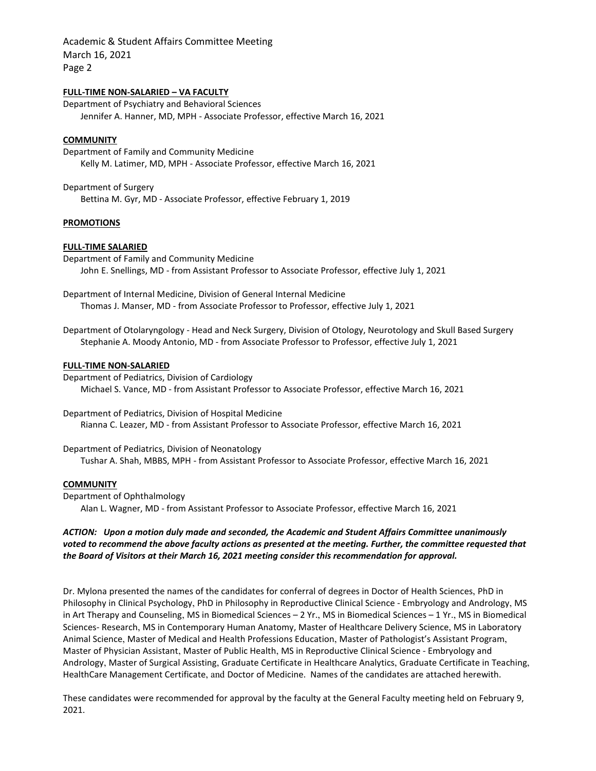**FULL-TIME NON-SALARIED – VA FACULTY**

Department of Psychiatry and Behavioral Sciences

Jennifer A. Hanner, MD, MPH - Associate Professor, effective March 16, 2021

**COMMUNITY**

Department of Family and Community Medicine

Kelly M. Latimer, MD, MPH - Associate Professor, effective March 16, 2021

Department of Surgery

Bettina M. Gyr, MD - Associate Professor, effective February 1, 2019

**PROMOTIONS**

**FULL-TIME SALARIED**

Department of Family and Community Medicine

John E. Snellings, MD - from Assistant Professor to Associate Professor, effective July 1, 2021

Department of Internal Medicine, Division of General Internal Medicine

Thomas J. Manser, MD - from Associate Professor to Professor, effective July 1, 2021

Department of Otolaryngology - Head and Neck Surgery, Division of Otology, Neurotology and Skull Based Surgery

Stephanie A. Moody Antonio, MD - from Associate Professor to Professor, effective July 1, 2021

**FULL-TIME NON-SALARIED**

Department of Pediatrics, Division of Cardiology

Michael S. Vance, MD - from Assistant Professor to Associate Professor, effective March 16, 2021

Department of Pediatrics, Division of Hospital Medicine

Rianna C. Leazer, MD - from Assistant Professor to Associate Professor, effective March 16, 2021

Department of Pediatrics, Division of Neonatology

Tushar A. Shah, MBBS, MPH - from Assistant Professor to Associate Professor, effective March 16, 2021

**COMMUNITY**

Department of Ophthalmology

Alan L. Wagner, MD - from Assistant Professor to Associate Professor, effective March 16, 2021

***ACTION: Upon a motion duly made and seconded, the Academic and Student Affairs Committee unanimously voted to recommend the above faculty actions as presented at the meeting. Further, the committee requested that the Board of Visitors at their March 16, 2021 meeting consider this recommendation for approval.***

Dr. Mylona presented the names of the candidates for conferral of degrees in Doctor of Health Sciences, PhD in Philosophy in Clinical Psychology, PhD in Philosophy in Reproductive Clinical Science - Embryology and Andrology, MS in Art Therapy and Counseling, MS in Biomedical Sciences – 2 Yr., MS in Biomedical Sciences – 1 Yr., MS in Biomedical Sciences- Research, MS in Contemporary Human Anatomy, Master of Healthcare Delivery Science, MS in Laboratory Animal Science, Master of Medical and Health Professions Education, Master of Pathologist's Assistant Program, Master of Physician Assistant, Master of Public Health, MS in Reproductive Clinical Science - Embryology and Andrology, Master of Surgical Assisting, Graduate Certificate in Healthcare Analytics, Graduate Certificate in Teaching, HealthCare Management Certificate, and Doctor of Medicine. Names of the candidates are attached herewith.

These candidates were recommended for approval by the faculty at the General Faculty meeting held on February 9, 2021.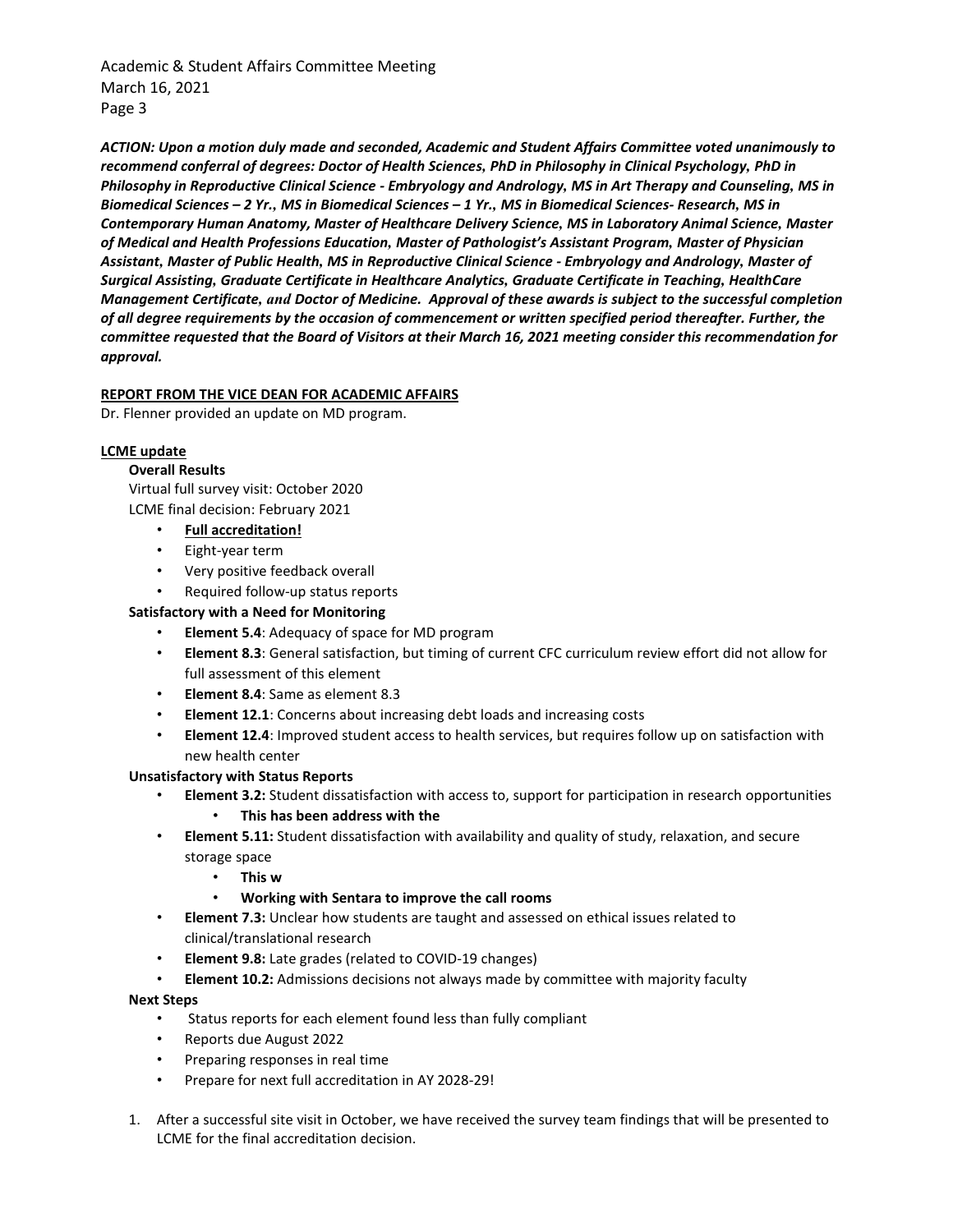***ACTION: Upon a motion duly made and seconded, Academic and Student Affairs Committee voted unanimously to recommend conferral of degrees: Doctor of Health Sciences, PhD in Philosophy in Clinical Psychology, PhD in Philosophy in Reproductive Clinical Science - Embryology and Andrology, MS in Art Therapy and Counseling, MS in Biomedical Sciences – 2 Yr., MS in Biomedical Sciences – 1 Yr., MS in Biomedical Sciences- Research, MS in Contemporary Human Anatomy, Master of Healthcare Delivery Science, MS in Laboratory Animal Science, Master of Medical and Health Professions Education, Master of Pathologist's Assistant Program, Master of Physician Assistant, Master of Public Health, MS in Reproductive Clinical Science - Embryology and Andrology, Master of Surgical Assisting, Graduate Certificate in Healthcare Analytics, Graduate Certificate in Teaching, HealthCare Management Certificate, and Doctor of Medicine. Approval of these awards is subject to the successful completion of all degree requirements by the occasion of commencement or written specified period thereafter. Further, the committee requested that the Board of Visitors at their March 16, 2021 meeting consider this recommendation for approval.***

**REPORT FROM THE VICE DEAN FOR ACADEMIC AFFAIRS**

Dr. Flenner provided an update on MD program.

**LCME update**

**Overall Results**

Virtual full survey visit: October 2020

LCME final decision: February 2021

- **Full accreditation!**
- Eight-year term
- Very positive feedback overall
- Required follow-up status reports

**Satisfactory with a Need for Monitoring**

- **Element 5.4**: Adequacy of space for MD program
- **Element 8.3**: General satisfaction, but timing of current CFC curriculum review effort did not allow for full assessment of this element
- **Element 8.4**: Same as element 8.3
- **Element 12.1**: Concerns about increasing debt loads and increasing costs
- **Element 12.4**: Improved student access to health services, but requires follow up on satisfaction with new health center

**Unsatisfactory with Status Reports**

- **Element 3.2:** Student dissatisfaction with access to, support for participation in research opportunities
  - **This has been address with the**
- **Element 5.11:** Student dissatisfaction with availability and quality of study, relaxation, and secure storage space
  - **This w**
  - **Working with Sentara to improve the call rooms**
- **Element 7.3:** Unclear how students are taught and assessed on ethical issues related to clinical/translational research
- **Element 9.8:** Late grades (related to COVID-19 changes)
- **Element 10.2:** Admissions decisions not always made by committee with majority faculty

**Next Steps**

- Status reports for each element found less than fully compliant
- Reports due August 2022
- Preparing responses in real time
- Prepare for next full accreditation in AY 2028-29!

1. After a successful site visit in October, we have received the survey team findings that will be presented to LCME for the final accreditation decision.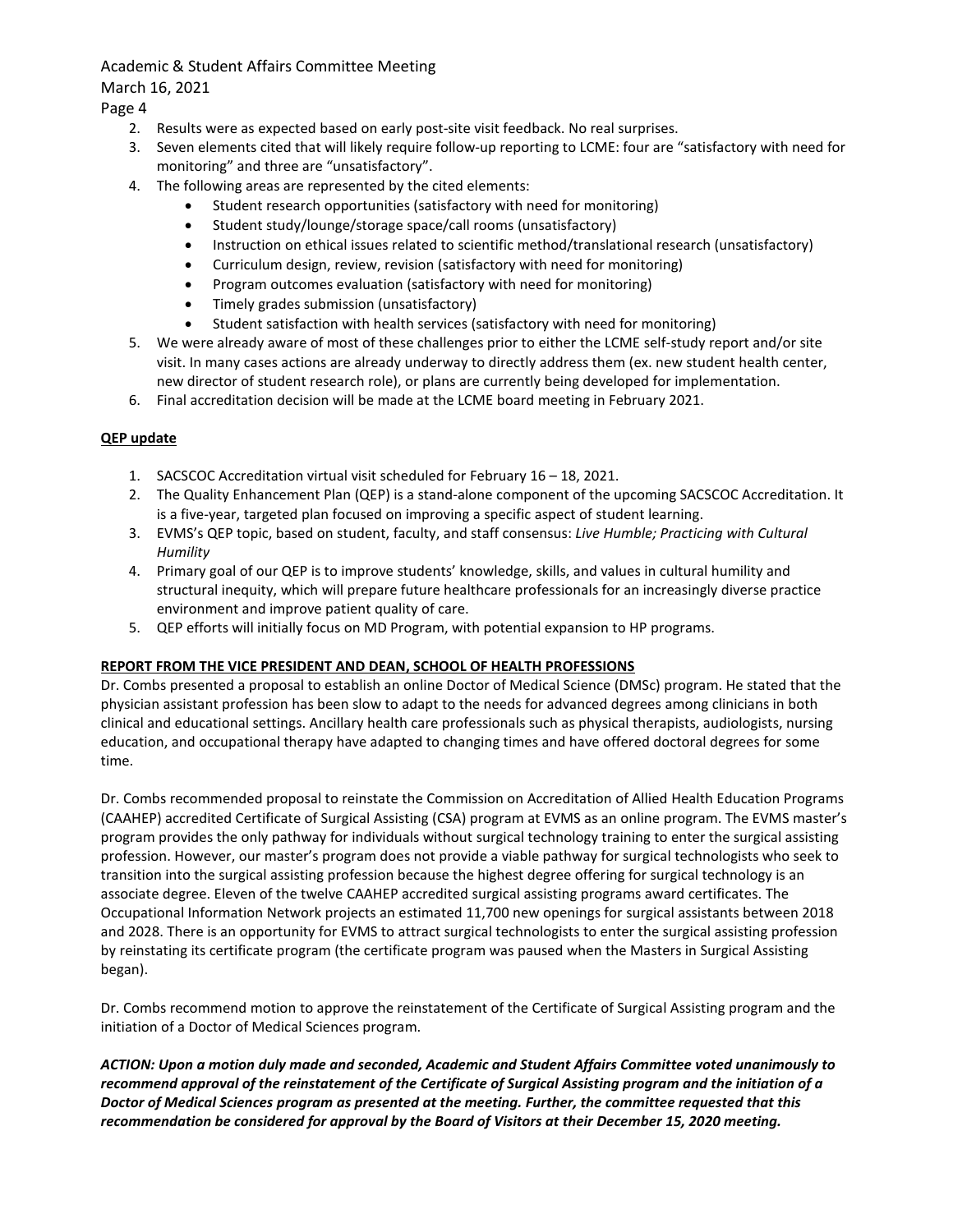2. Results were as expected based on early post-site visit feedback. No real surprises.
3. Seven elements cited that will likely require follow-up reporting to LCME: four are "satisfactory with need for monitoring" and three are "unsatisfactory".
4. The following areas are represented by the cited elements:
   - Student research opportunities (satisfactory with need for monitoring)
   - Student study/lounge/storage space/call rooms (unsatisfactory)
   - Instruction on ethical issues related to scientific method/translational research (unsatisfactory)
   - Curriculum design, review, revision (satisfactory with need for monitoring)
   - Program outcomes evaluation (satisfactory with need for monitoring)
   - Timely grades submission (unsatisfactory)
   - Student satisfaction with health services (satisfactory with need for monitoring)
5. We were already aware of most of these challenges prior to either the LCME self-study report and/or site visit. In many cases actions are already underway to directly address them (ex. new student health center, new director of student research role), or plans are currently being developed for implementation.
6. Final accreditation decision will be made at the LCME board meeting in February 2021.

**QEP update**

1. SACSCOC Accreditation virtual visit scheduled for February 16 – 18, 2021.
2. The Quality Enhancement Plan (QEP) is a stand-alone component of the upcoming SACSCOC Accreditation. It is a five-year, targeted plan focused on improving a specific aspect of student learning.
3. EVMS's QEP topic, based on student, faculty, and staff consensus: *Live Humble; Practicing with Cultural Humility*
4. Primary goal of our QEP is to improve students' knowledge, skills, and values in cultural humility and structural inequity, which will prepare future healthcare professionals for an increasingly diverse practice environment and improve patient quality of care.
5. QEP efforts will initially focus on MD Program, with potential expansion to HP programs.

**REPORT FROM THE VICE PRESIDENT AND DEAN, SCHOOL OF HEALTH PROFESSIONS**

Dr. Combs presented a proposal to establish an online Doctor of Medical Science (DMSc) program. He stated that the physician assistant profession has been slow to adapt to the needs for advanced degrees among clinicians in both clinical and educational settings. Ancillary health care professionals such as physical therapists, audiologists, nursing education, and occupational therapy have adapted to changing times and have offered doctoral degrees for some time.

Dr. Combs recommended proposal to reinstate the Commission on Accreditation of Allied Health Education Programs (CAAHEP) accredited Certificate of Surgical Assisting (CSA) program at EVMS as an online program. The EVMS master's program provides the only pathway for individuals without surgical technology training to enter the surgical assisting profession. However, our master's program does not provide a viable pathway for surgical technologists who seek to transition into the surgical assisting profession because the highest degree offering for surgical technology is an associate degree. Eleven of the twelve CAAHEP accredited surgical assisting programs award certificates. The Occupational Information Network projects an estimated 11,700 new openings for surgical assistants between 2018 and 2028. There is an opportunity for EVMS to attract surgical technologists to enter the surgical assisting profession by reinstating its certificate program (the certificate program was paused when the Masters in Surgical Assisting began).

Dr. Combs recommend motion to approve the reinstatement of the Certificate of Surgical Assisting program and the initiation of a Doctor of Medical Sciences program.

***ACTION: Upon a motion duly made and seconded, Academic and Student Affairs Committee voted unanimously to recommend approval of the reinstatement of the Certificate of Surgical Assisting program and the initiation of a Doctor of Medical Sciences program as presented at the meeting. Further, the committee requested that this recommendation be considered for approval by the Board of Visitors at their December 15, 2020 meeting.***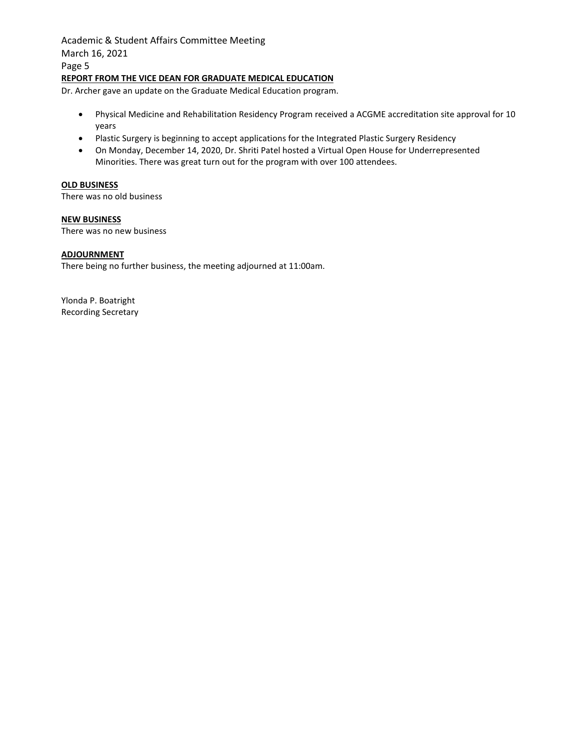**REPORT FROM THE VICE DEAN FOR GRADUATE MEDICAL EDUCATION**

Dr. Archer gave an update on the Graduate Medical Education program.

- Physical Medicine and Rehabilitation Residency Program received a ACGME accreditation site approval for 10 years
- Plastic Surgery is beginning to accept applications for the Integrated Plastic Surgery Residency
- On Monday, December 14, 2020, Dr. Shriti Patel hosted a Virtual Open House for Underrepresented Minorities. There was great turn out for the program with over 100 attendees.

**OLD BUSINESS**

There was no old business

**NEW BUSINESS**

There was no new business

**ADJOURNMENT**

There being no further business, the meeting adjourned at 11:00am.

Ylonda P. Boatright
Recording Secretary